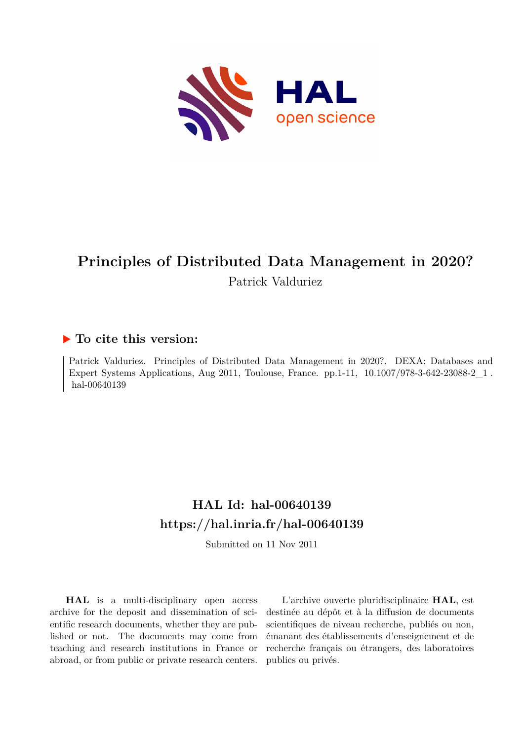# Principles of Distributed Data Management in 2020?

Patrick Valduriez

## ▶ To cite this version:

Patrick Valduriez. Principles of Distributed Data Management in 2020?. DEXA: Databases and Expert Systems Applications, Aug 2011, Toulouse, France. pp.1-11, 10.1007/978-3-642-23088-2_1 . hal-00640139

## HAL Id: hal-00640139
## https://hal.inria.fr/hal-00640139

Submitted on 11 Nov 2011

**HAL** is a multi-disciplinary open access archive for the deposit and dissemination of scientific research documents, whether they are published or not. The documents may come from teaching and research institutions in France or abroad, or from public or private research centers.

L'archive ouverte pluridisciplinaire **HAL**, est destinée au dépôt et à la diffusion de documents scientifiques de niveau recherche, publiés ou non, émanant des établissements d'enseignement et de recherche français ou étrangers, des laboratoires publics ou privés.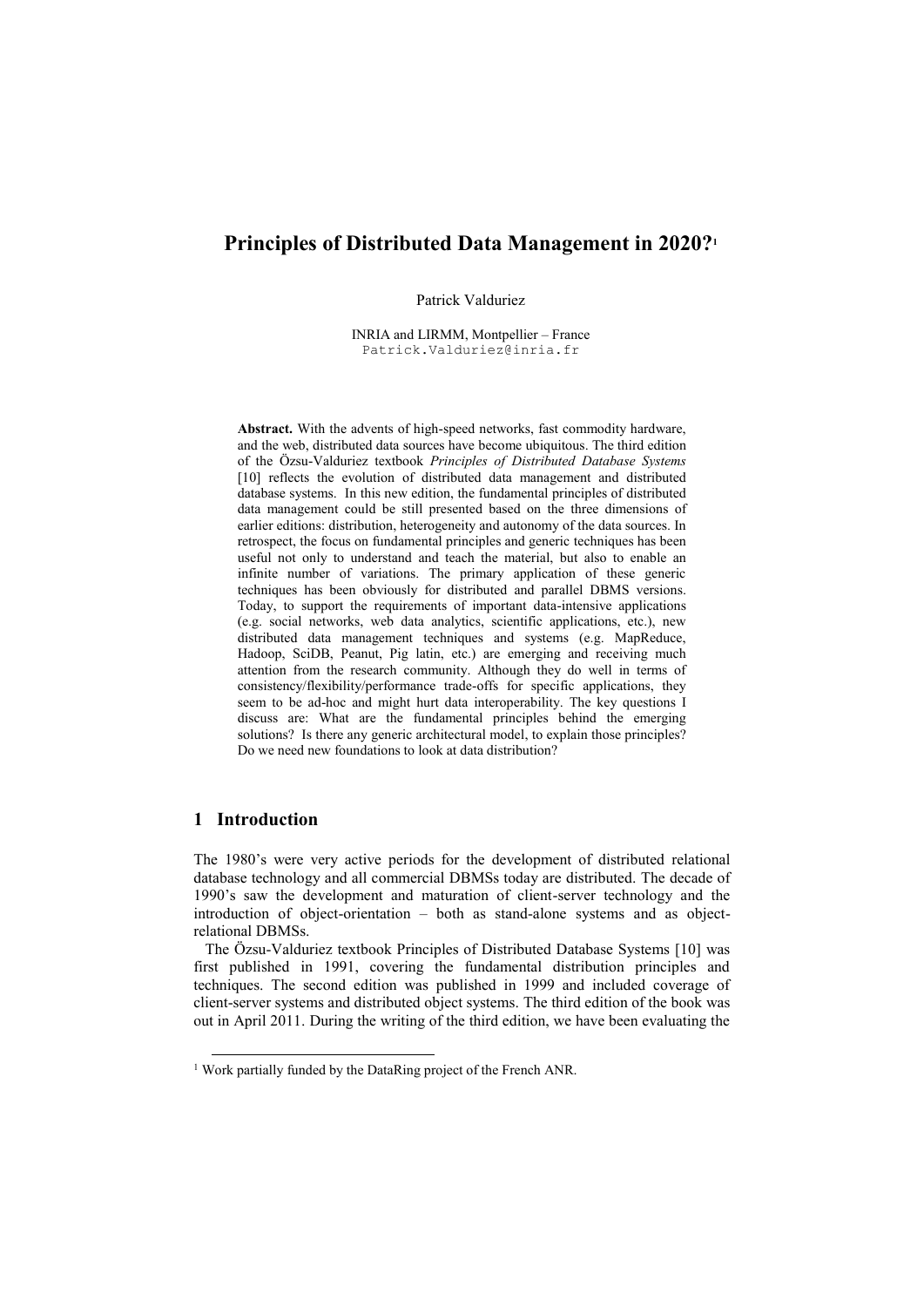# Principles of Distributed Data Management in 2020?[1]

Patrick Valduriez

INRIA and LIRMM, Montpellier – France
Patrick.Valduriez@inria.fr

**Abstract.** With the advents of high-speed networks, fast commodity hardware, and the web, distributed data sources have become ubiquitous. The third edition of the Özsu-Valduriez textbook *Principles of Distributed Database Systems* [10] reflects the evolution of distributed data management and distributed database systems. In this new edition, the fundamental principles of distributed data management could be still presented based on the three dimensions of earlier editions: distribution, heterogeneity and autonomy of the data sources. In retrospect, the focus on fundamental principles and generic techniques has been useful not only to understand and teach the material, but also to enable an infinite number of variations. The primary application of these generic techniques has been obviously for distributed and parallel DBMS versions. Today, to support the requirements of important data-intensive applications (e.g. social networks, web data analytics, scientific applications, etc.), new distributed data management techniques and systems (e.g. MapReduce, Hadoop, SciDB, Peanut, Pig latin, etc.) are emerging and receiving much attention from the research community. Although they do well in terms of consistency/flexibility/performance trade-offs for specific applications, they seem to be ad-hoc and might hurt data interoperability. The key questions I discuss are: What are the fundamental principles behind the emerging solutions? Is there any generic architectural model, to explain those principles? Do we need new foundations to look at data distribution?

## 1 Introduction

The 1980's were very active periods for the development of distributed relational database technology and all commercial DBMSs today are distributed. The decade of 1990's saw the development and maturation of client-server technology and the introduction of object-orientation – both as stand-alone systems and as object-relational DBMSs.

The Özsu-Valduriez textbook Principles of Distributed Database Systems [10] was first published in 1991, covering the fundamental distribution principles and techniques. The second edition was published in 1999 and included coverage of client-server systems and distributed object systems. The third edition of the book was out in April 2011. During the writing of the third edition, we have been evaluating the

[1] Work partially funded by the DataRing project of the French ANR.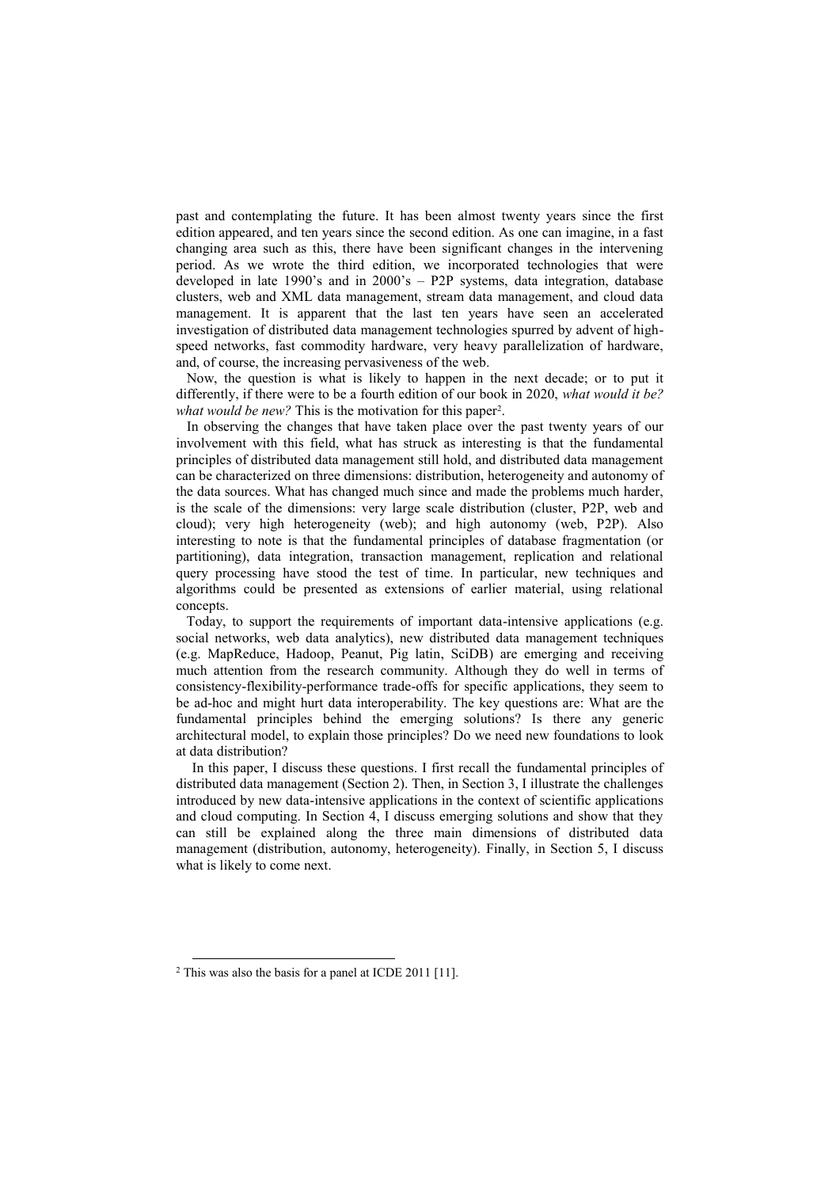past and contemplating the future. It has been almost twenty years since the first edition appeared, and ten years since the second edition. As one can imagine, in a fast changing area such as this, there have been significant changes in the intervening period. As we wrote the third edition, we incorporated technologies that were developed in late 1990's and in 2000's – P2P systems, data integration, database clusters, web and XML data management, stream data management, and cloud data management. It is apparent that the last ten years have seen an accelerated investigation of distributed data management technologies spurred by advent of high-speed networks, fast commodity hardware, very heavy parallelization of hardware, and, of course, the increasing pervasiveness of the web.

Now, the question is what is likely to happen in the next decade; or to put it differently, if there were to be a fourth edition of our book in 2020, *what would it be? what would be new?* This is the motivation for this paper[2].

In observing the changes that have taken place over the past twenty years of our involvement with this field, what has struck as interesting is that the fundamental principles of distributed data management still hold, and distributed data management can be characterized on three dimensions: distribution, heterogeneity and autonomy of the data sources. What has changed much since and made the problems much harder, is the scale of the dimensions: very large scale distribution (cluster, P2P, web and cloud); very high heterogeneity (web); and high autonomy (web, P2P). Also interesting to note is that the fundamental principles of database fragmentation (or partitioning), data integration, transaction management, replication and relational query processing have stood the test of time. In particular, new techniques and algorithms could be presented as extensions of earlier material, using relational concepts.

Today, to support the requirements of important data-intensive applications (e.g. social networks, web data analytics), new distributed data management techniques (e.g. MapReduce, Hadoop, Peanut, Pig latin, SciDB) are emerging and receiving much attention from the research community. Although they do well in terms of consistency-flexibility-performance trade-offs for specific applications, they seem to be ad-hoc and might hurt data interoperability. The key questions are: What are the fundamental principles behind the emerging solutions? Is there any generic architectural model, to explain those principles? Do we need new foundations to look at data distribution?

In this paper, I discuss these questions. I first recall the fundamental principles of distributed data management (Section 2). Then, in Section 3, I illustrate the challenges introduced by new data-intensive applications in the context of scientific applications and cloud computing. In Section 4, I discuss emerging solutions and show that they can still be explained along the three main dimensions of distributed data management (distribution, autonomy, heterogeneity). Finally, in Section 5, I discuss what is likely to come next.

---

[2] This was also the basis for a panel at ICDE 2011 [11].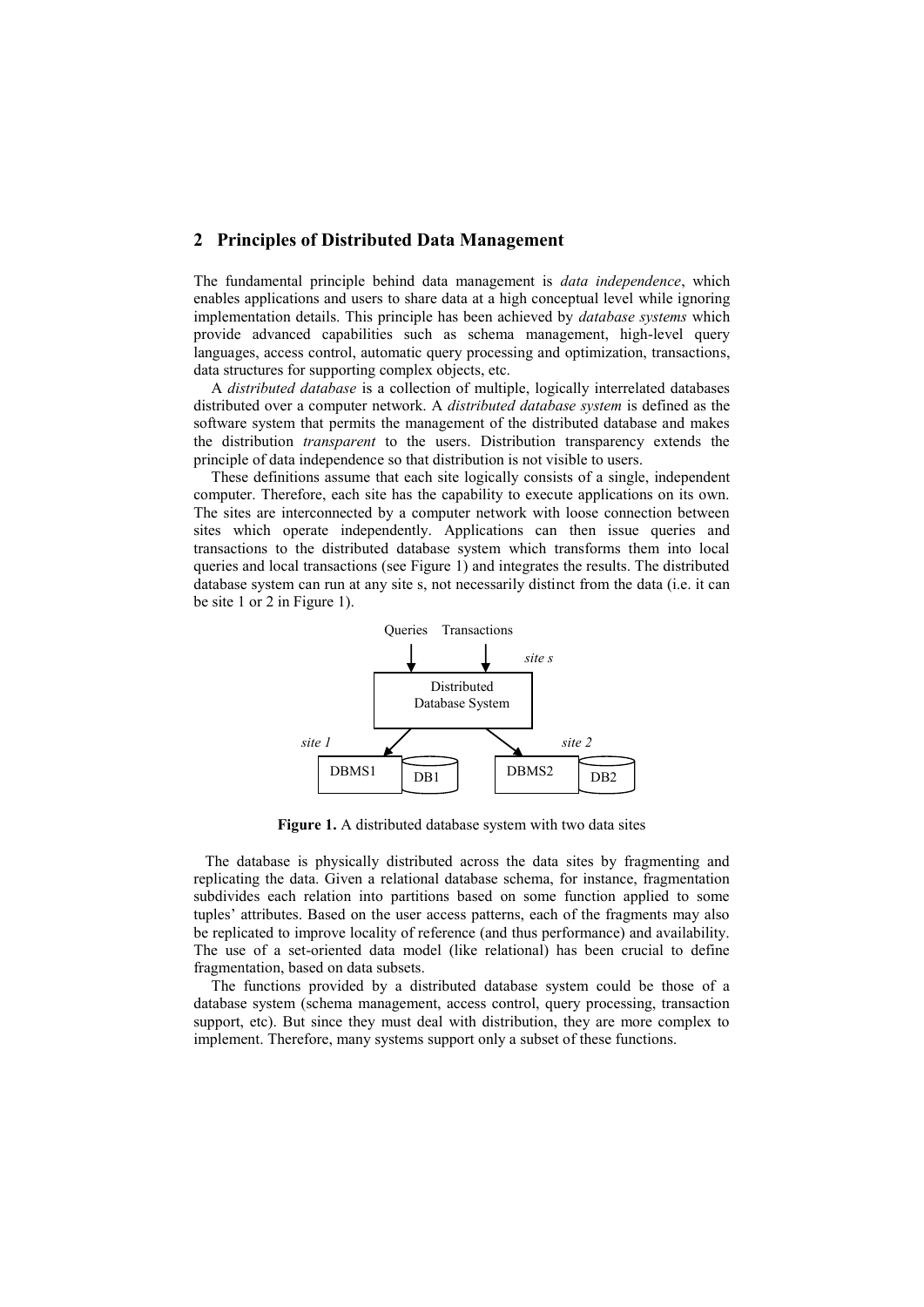## 2 Principles of Distributed Data Management

The fundamental principle behind data management is *data independence*, which enables applications and users to share data at a high conceptual level while ignoring implementation details. This principle has been achieved by *database systems* which provide advanced capabilities such as schema management, high-level query languages, access control, automatic query processing and optimization, transactions, data structures for supporting complex objects, etc.

A *distributed database* is a collection of multiple, logically interrelated databases distributed over a computer network. A *distributed database system* is defined as the software system that permits the management of the distributed database and makes the distribution *transparent* to the users. Distribution transparency extends the principle of data independence so that distribution is not visible to users.

These definitions assume that each site logically consists of a single, independent computer. Therefore, each site has the capability to execute applications on its own. The sites are interconnected by a computer network with loose connection between sites which operate independently. Applications can then issue queries and transactions to the distributed database system which transforms them into local queries and local transactions (see Figure 1) and integrates the results. The distributed database system can run at any site s, not necessarily distinct from the data (i.e. it can be site 1 or 2 in Figure 1).

**Figure 1.** A distributed database system with two data sites

The database is physically distributed across the data sites by fragmenting and replicating the data. Given a relational database schema, for instance, fragmentation subdivides each relation into partitions based on some function applied to some tuples' attributes. Based on the user access patterns, each of the fragments may also be replicated to improve locality of reference (and thus performance) and availability. The use of a set-oriented data model (like relational) has been crucial to define fragmentation, based on data subsets.

The functions provided by a distributed database system could be those of a database system (schema management, access control, query processing, transaction support, etc). But since they must deal with distribution, they are more complex to implement. Therefore, many systems support only a subset of these functions.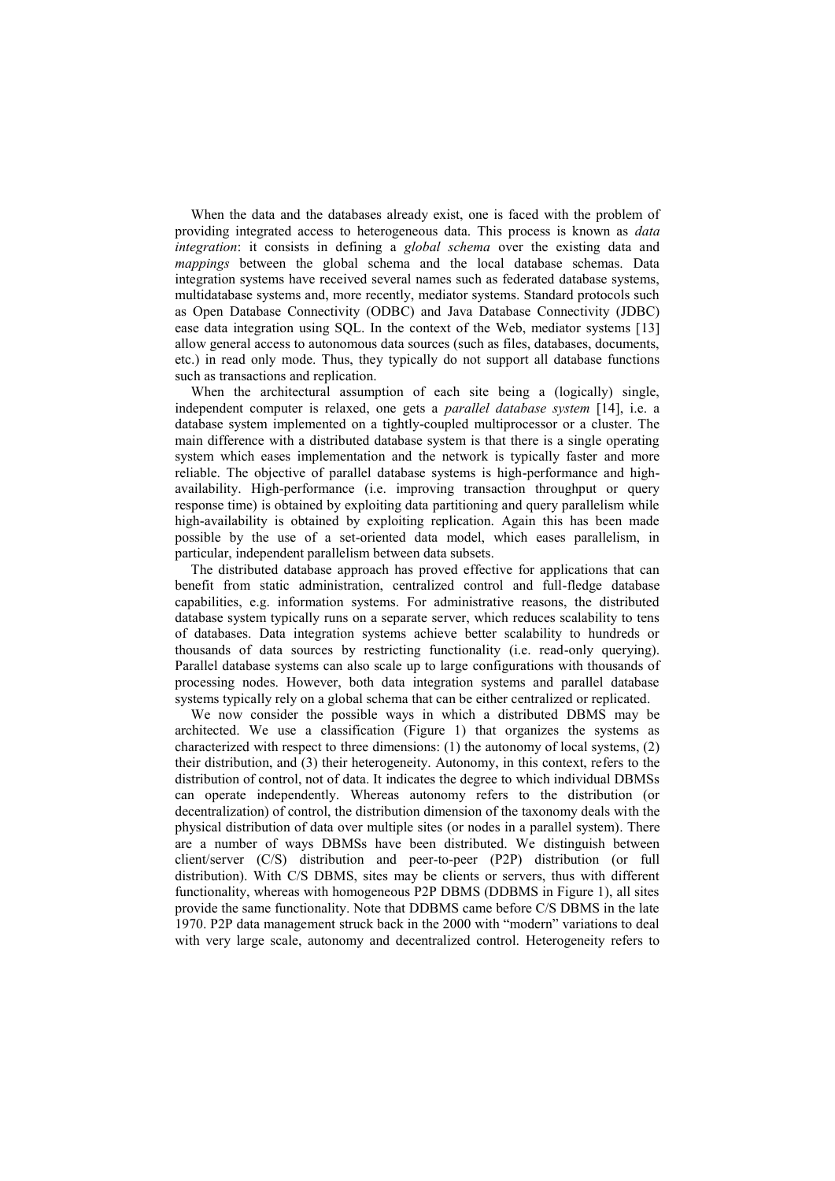When the data and the databases already exist, one is faced with the problem of providing integrated access to heterogeneous data. This process is known as *data integration*: it consists in defining a *global schema* over the existing data and *mappings* between the global schema and the local database schemas. Data integration systems have received several names such as federated database systems, multidatabase systems and, more recently, mediator systems. Standard protocols such as Open Database Connectivity (ODBC) and Java Database Connectivity (JDBC) ease data integration using SQL. In the context of the Web, mediator systems [13] allow general access to autonomous data sources (such as files, databases, documents, etc.) in read only mode. Thus, they typically do not support all database functions such as transactions and replication.

When the architectural assumption of each site being a (logically) single, independent computer is relaxed, one gets a *parallel database system* [14], i.e. a database system implemented on a tightly-coupled multiprocessor or a cluster. The main difference with a distributed database system is that there is a single operating system which eases implementation and the network is typically faster and more reliable. The objective of parallel database systems is high-performance and high-availability. High-performance (i.e. improving transaction throughput or query response time) is obtained by exploiting data partitioning and query parallelism while high-availability is obtained by exploiting replication. Again this has been made possible by the use of a set-oriented data model, which eases parallelism, in particular, independent parallelism between data subsets.

The distributed database approach has proved effective for applications that can benefit from static administration, centralized control and full-fledge database capabilities, e.g. information systems. For administrative reasons, the distributed database system typically runs on a separate server, which reduces scalability to tens of databases. Data integration systems achieve better scalability to hundreds or thousands of data sources by restricting functionality (i.e. read-only querying). Parallel database systems can also scale up to large configurations with thousands of processing nodes. However, both data integration systems and parallel database systems typically rely on a global schema that can be either centralized or replicated.

We now consider the possible ways in which a distributed DBMS may be architected. We use a classification (Figure 1) that organizes the systems as characterized with respect to three dimensions: (1) the autonomy of local systems, (2) their distribution, and (3) their heterogeneity. Autonomy, in this context, refers to the distribution of control, not of data. It indicates the degree to which individual DBMSs can operate independently. Whereas autonomy refers to the distribution (or decentralization) of control, the distribution dimension of the taxonomy deals with the physical distribution of data over multiple sites (or nodes in a parallel system). There are a number of ways DBMSs have been distributed. We distinguish between client/server (C/S) distribution and peer-to-peer (P2P) distribution (or full distribution). With C/S DBMS, sites may be clients or servers, thus with different functionality, whereas with homogeneous P2P DBMS (DDBMS in Figure 1), all sites provide the same functionality. Note that DDBMS came before C/S DBMS in the late 1970. P2P data management struck back in the 2000 with "modern" variations to deal with very large scale, autonomy and decentralized control. Heterogeneity refers to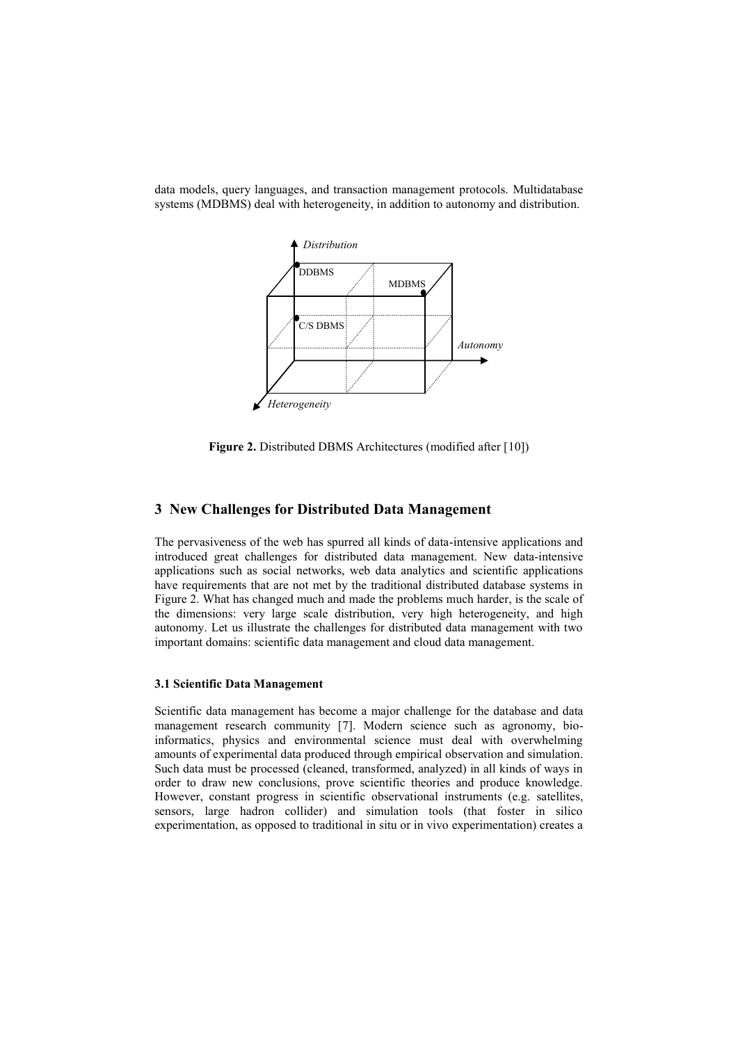data models, query languages, and transaction management protocols. Multidatabase systems (MDBMS) deal with heterogeneity, in addition to autonomy and distribution.

**Figure 2.** Distributed DBMS Architectures (modified after [10])

## 3 New Challenges for Distributed Data Management

The pervasiveness of the web has spurred all kinds of data-intensive applications and introduced great challenges for distributed data management. New data-intensive applications such as social networks, web data analytics and scientific applications have requirements that are not met by the traditional distributed database systems in Figure 2. What has changed much and made the problems much harder, is the scale of the dimensions: very large scale distribution, very high heterogeneity, and high autonomy. Let us illustrate the challenges for distributed data management with two important domains: scientific data management and cloud data management.

### 3.1 Scientific Data Management

Scientific data management has become a major challenge for the database and data management research community [7]. Modern science such as agronomy, bio-informatics, physics and environmental science must deal with overwhelming amounts of experimental data produced through empirical observation and simulation. Such data must be processed (cleaned, transformed, analyzed) in all kinds of ways in order to draw new conclusions, prove scientific theories and produce knowledge. However, constant progress in scientific observational instruments (e.g. satellites, sensors, large hadron collider) and simulation tools (that foster in silico experimentation, as opposed to traditional in situ or in vivo experimentation) creates a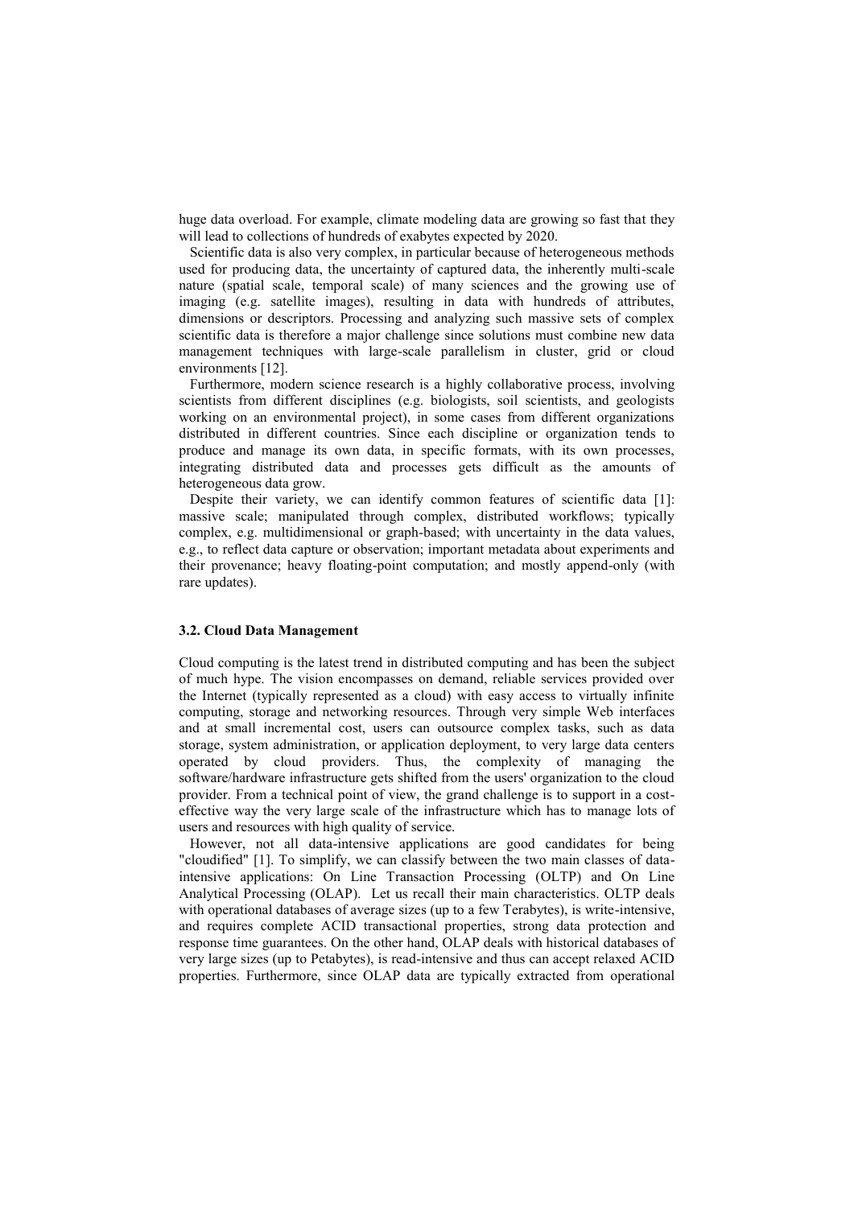huge data overload. For example, climate modeling data are growing so fast that they will lead to collections of hundreds of exabytes expected by 2020.

Scientific data is also very complex, in particular because of heterogeneous methods used for producing data, the uncertainty of captured data, the inherently multi-scale nature (spatial scale, temporal scale) of many sciences and the growing use of imaging (e.g. satellite images), resulting in data with hundreds of attributes, dimensions or descriptors. Processing and analyzing such massive sets of complex scientific data is therefore a major challenge since solutions must combine new data management techniques with large-scale parallelism in cluster, grid or cloud environments [12].

Furthermore, modern science research is a highly collaborative process, involving scientists from different disciplines (e.g. biologists, soil scientists, and geologists working on an environmental project), in some cases from different organizations distributed in different countries. Since each discipline or organization tends to produce and manage its own data, in specific formats, with its own processes, integrating distributed data and processes gets difficult as the amounts of heterogeneous data grow.

Despite their variety, we can identify common features of scientific data [1]: massive scale; manipulated through complex, distributed workflows; typically complex, e.g. multidimensional or graph-based; with uncertainty in the data values, e.g., to reflect data capture or observation; important metadata about experiments and their provenance; heavy floating-point computation; and mostly append-only (with rare updates).

### 3.2. Cloud Data Management

Cloud computing is the latest trend in distributed computing and has been the subject of much hype. The vision encompasses on demand, reliable services provided over the Internet (typically represented as a cloud) with easy access to virtually infinite computing, storage and networking resources. Through very simple Web interfaces and at small incremental cost, users can outsource complex tasks, such as data storage, system administration, or application deployment, to very large data centers operated by cloud providers. Thus, the complexity of managing the software/hardware infrastructure gets shifted from the users' organization to the cloud provider. From a technical point of view, the grand challenge is to support in a cost-effective way the very large scale of the infrastructure which has to manage lots of users and resources with high quality of service.

However, not all data-intensive applications are good candidates for being "cloudified" [1]. To simplify, we can classify between the two main classes of data-intensive applications: On Line Transaction Processing (OLTP) and On Line Analytical Processing (OLAP). Let us recall their main characteristics. OLTP deals with operational databases of average sizes (up to a few Terabytes), is write-intensive, and requires complete ACID transactional properties, strong data protection and response time guarantees. On the other hand, OLAP deals with historical databases of very large sizes (up to Petabytes), is read-intensive and thus can accept relaxed ACID properties. Furthermore, since OLAP data are typically extracted from operational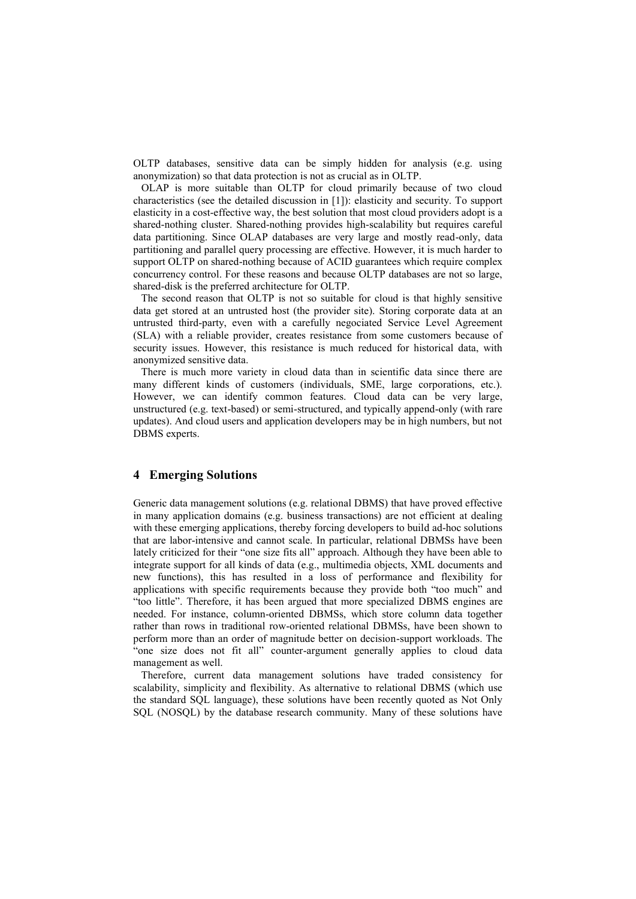OLTP databases, sensitive data can be simply hidden for analysis (e.g. using anonymization) so that data protection is not as crucial as in OLTP.

OLAP is more suitable than OLTP for cloud primarily because of two cloud characteristics (see the detailed discussion in [1]): elasticity and security. To support elasticity in a cost-effective way, the best solution that most cloud providers adopt is a shared-nothing cluster. Shared-nothing provides high-scalability but requires careful data partitioning. Since OLAP databases are very large and mostly read-only, data partitioning and parallel query processing are effective. However, it is much harder to support OLTP on shared-nothing because of ACID guarantees which require complex concurrency control. For these reasons and because OLTP databases are not so large, shared-disk is the preferred architecture for OLTP.

The second reason that OLTP is not so suitable for cloud is that highly sensitive data get stored at an untrusted host (the provider site). Storing corporate data at an untrusted third-party, even with a carefully negociated Service Level Agreement (SLA) with a reliable provider, creates resistance from some customers because of security issues. However, this resistance is much reduced for historical data, with anonymized sensitive data.

There is much more variety in cloud data than in scientific data since there are many different kinds of customers (individuals, SME, large corporations, etc.). However, we can identify common features. Cloud data can be very large, unstructured (e.g. text-based) or semi-structured, and typically append-only (with rare updates). And cloud users and application developers may be in high numbers, but not DBMS experts.

## 4 Emerging Solutions

Generic data management solutions (e.g. relational DBMS) that have proved effective in many application domains (e.g. business transactions) are not efficient at dealing with these emerging applications, thereby forcing developers to build ad-hoc solutions that are labor-intensive and cannot scale. In particular, relational DBMSs have been lately criticized for their "one size fits all" approach. Although they have been able to integrate support for all kinds of data (e.g., multimedia objects, XML documents and new functions), this has resulted in a loss of performance and flexibility for applications with specific requirements because they provide both "too much" and "too little". Therefore, it has been argued that more specialized DBMS engines are needed. For instance, column-oriented DBMSs, which store column data together rather than rows in traditional row-oriented relational DBMSs, have been shown to perform more than an order of magnitude better on decision-support workloads. The "one size does not fit all" counter-argument generally applies to cloud data management as well.

Therefore, current data management solutions have traded consistency for scalability, simplicity and flexibility. As alternative to relational DBMS (which use the standard SQL language), these solutions have been recently quoted as Not Only SQL (NOSQL) by the database research community. Many of these solutions have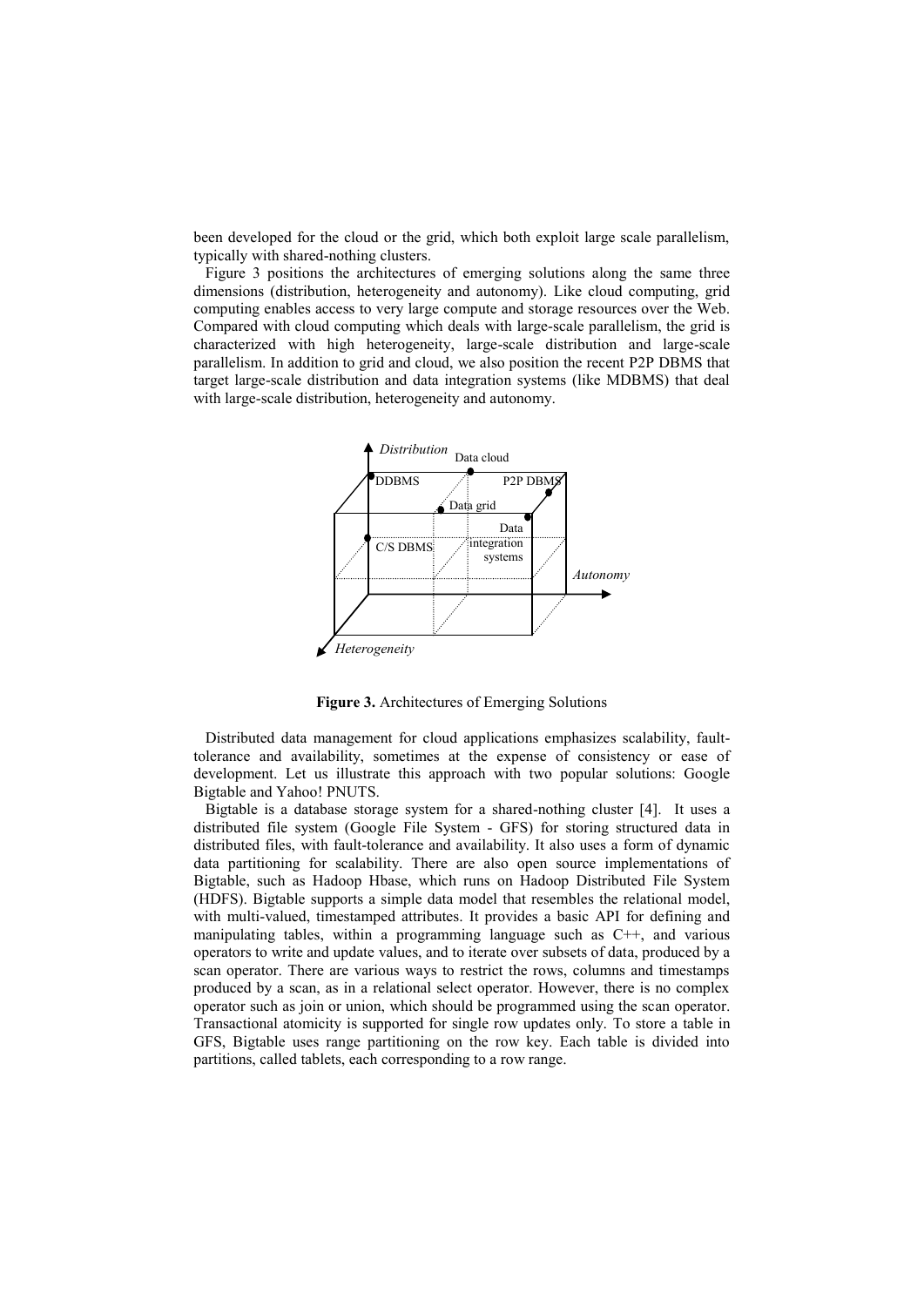been developed for the cloud or the grid, which both exploit large scale parallelism, typically with shared-nothing clusters.

Figure 3 positions the architectures of emerging solutions along the same three dimensions (distribution, heterogeneity and autonomy). Like cloud computing, grid computing enables access to very large compute and storage resources over the Web. Compared with cloud computing which deals with large-scale parallelism, the grid is characterized with high heterogeneity, large-scale distribution and large-scale parallelism. In addition to grid and cloud, we also position the recent P2P DBMS that target large-scale distribution and data integration systems (like MDBMS) that deal with large-scale distribution, heterogeneity and autonomy.

*Distribution*
Data cloud
DDBMS
P2P DBMS
Data grid
Data integration systems
C/S DBMS
*Autonomy*
*Heterogeneity*

**Figure 3.** Architectures of Emerging Solutions

Distributed data management for cloud applications emphasizes scalability, fault-tolerance and availability, sometimes at the expense of consistency or ease of development. Let us illustrate this approach with two popular solutions: Google Bigtable and Yahoo! PNUTS.

Bigtable is a database storage system for a shared-nothing cluster [4]. It uses a distributed file system (Google File System - GFS) for storing structured data in distributed files, with fault-tolerance and availability. It also uses a form of dynamic data partitioning for scalability. There are also open source implementations of Bigtable, such as Hadoop Hbase, which runs on Hadoop Distributed File System (HDFS). Bigtable supports a simple data model that resembles the relational model, with multi-valued, timestamped attributes. It provides a basic API for defining and manipulating tables, within a programming language such as C++, and various operators to write and update values, and to iterate over subsets of data, produced by a scan operator. There are various ways to restrict the rows, columns and timestamps produced by a scan, as in a relational select operator. However, there is no complex operator such as join or union, which should be programmed using the scan operator. Transactional atomicity is supported for single row updates only. To store a table in GFS, Bigtable uses range partitioning on the row key. Each table is divided into partitions, called tablets, each corresponding to a row range.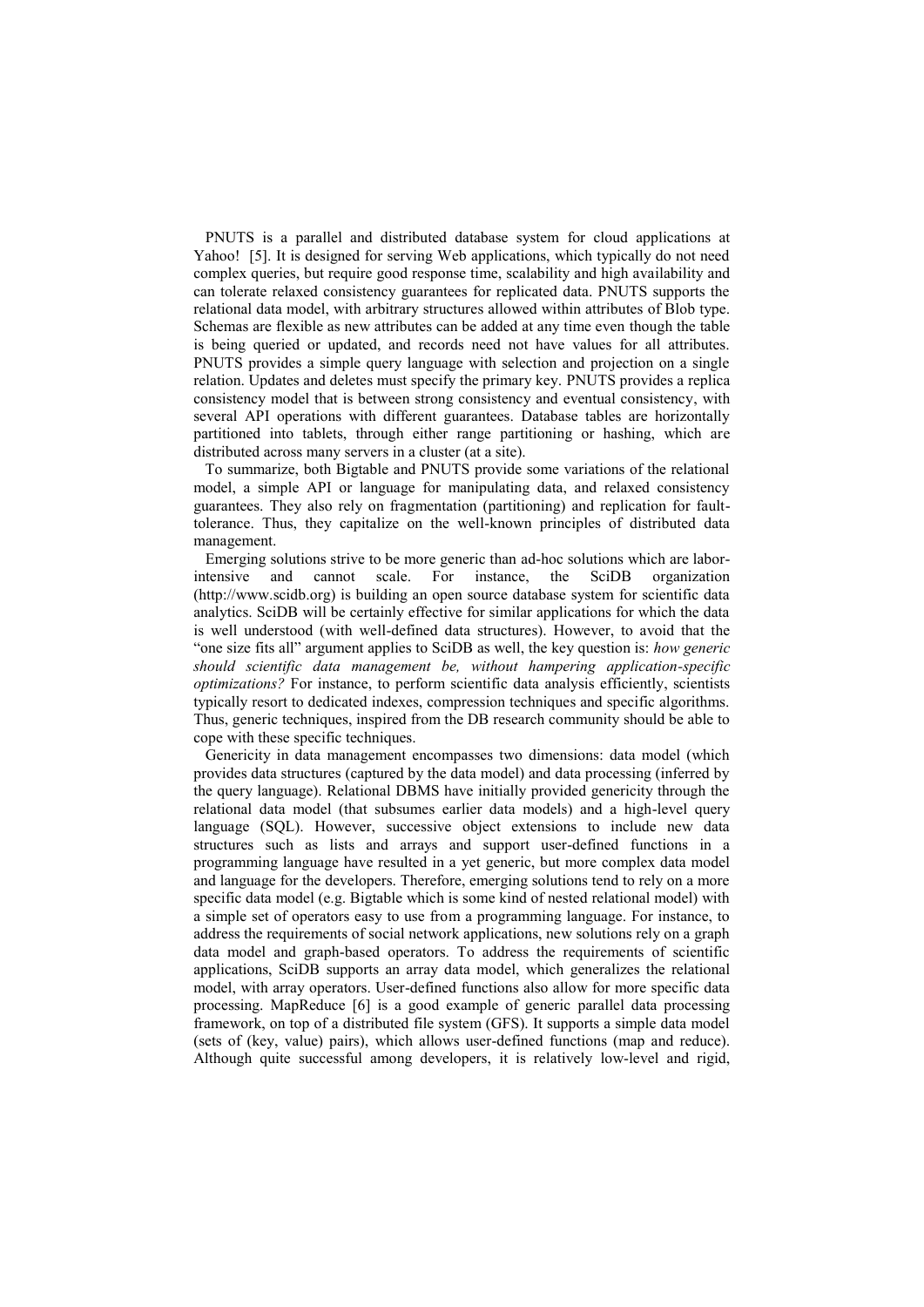PNUTS is a parallel and distributed database system for cloud applications at Yahoo! [5]. It is designed for serving Web applications, which typically do not need complex queries, but require good response time, scalability and high availability and can tolerate relaxed consistency guarantees for replicated data. PNUTS supports the relational data model, with arbitrary structures allowed within attributes of Blob type. Schemas are flexible as new attributes can be added at any time even though the table is being queried or updated, and records need not have values for all attributes. PNUTS provides a simple query language with selection and projection on a single relation. Updates and deletes must specify the primary key. PNUTS provides a replica consistency model that is between strong consistency and eventual consistency, with several API operations with different guarantees. Database tables are horizontally partitioned into tablets, through either range partitioning or hashing, which are distributed across many servers in a cluster (at a site).

To summarize, both Bigtable and PNUTS provide some variations of the relational model, a simple API or language for manipulating data, and relaxed consistency guarantees. They also rely on fragmentation (partitioning) and replication for fault-tolerance. Thus, they capitalize on the well-known principles of distributed data management.

Emerging solutions strive to be more generic than ad-hoc solutions which are labor-intensive and cannot scale. For instance, the SciDB organization (http://www.scidb.org) is building an open source database system for scientific data analytics. SciDB will be certainly effective for similar applications for which the data is well understood (with well-defined data structures). However, to avoid that the "one size fits all" argument applies to SciDB as well, the key question is: *how generic should scientific data management be, without hampering application-specific optimizations?* For instance, to perform scientific data analysis efficiently, scientists typically resort to dedicated indexes, compression techniques and specific algorithms. Thus, generic techniques, inspired from the DB research community should be able to cope with these specific techniques.

Genericity in data management encompasses two dimensions: data model (which provides data structures (captured by the data model) and data processing (inferred by the query language). Relational DBMS have initially provided genericity through the relational data model (that subsumes earlier data models) and a high-level query language (SQL). However, successive object extensions to include new data structures such as lists and arrays and support user-defined functions in a programming language have resulted in a yet generic, but more complex data model and language for the developers. Therefore, emerging solutions tend to rely on a more specific data model (e.g. Bigtable which is some kind of nested relational model) with a simple set of operators easy to use from a programming language. For instance, to address the requirements of social network applications, new solutions rely on a graph data model and graph-based operators. To address the requirements of scientific applications, SciDB supports an array data model, which generalizes the relational model, with array operators. User-defined functions also allow for more specific data processing. MapReduce [6] is a good example of generic parallel data processing framework, on top of a distributed file system (GFS). It supports a simple data model (sets of (key, value) pairs), which allows user-defined functions (map and reduce). Although quite successful among developers, it is relatively low-level and rigid,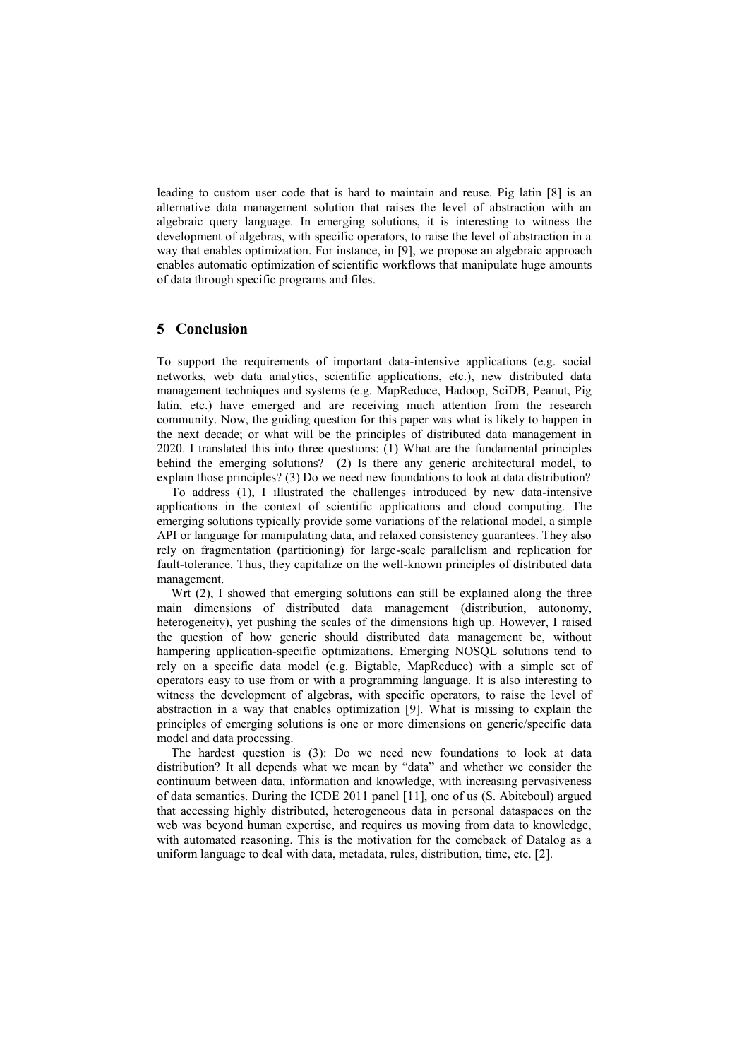leading to custom user code that is hard to maintain and reuse. Pig latin [8] is an alternative data management solution that raises the level of abstraction with an algebraic query language. In emerging solutions, it is interesting to witness the development of algebras, with specific operators, to raise the level of abstraction in a way that enables optimization. For instance, in [9], we propose an algebraic approach enables automatic optimization of scientific workflows that manipulate huge amounts of data through specific programs and files.

## 5 Conclusion

To support the requirements of important data-intensive applications (e.g. social networks, web data analytics, scientific applications, etc.), new distributed data management techniques and systems (e.g. MapReduce, Hadoop, SciDB, Peanut, Pig latin, etc.) have emerged and are receiving much attention from the research community. Now, the guiding question for this paper was what is likely to happen in the next decade; or what will be the principles of distributed data management in 2020. I translated this into three questions: (1) What are the fundamental principles behind the emerging solutions? (2) Is there any generic architectural model, to explain those principles? (3) Do we need new foundations to look at data distribution?

To address (1), I illustrated the challenges introduced by new data-intensive applications in the context of scientific applications and cloud computing. The emerging solutions typically provide some variations of the relational model, a simple API or language for manipulating data, and relaxed consistency guarantees. They also rely on fragmentation (partitioning) for large-scale parallelism and replication for fault-tolerance. Thus, they capitalize on the well-known principles of distributed data management.

Wrt (2), I showed that emerging solutions can still be explained along the three main dimensions of distributed data management (distribution, autonomy, heterogeneity), yet pushing the scales of the dimensions high up. However, I raised the question of how generic should distributed data management be, without hampering application-specific optimizations. Emerging NOSQL solutions tend to rely on a specific data model (e.g. Bigtable, MapReduce) with a simple set of operators easy to use from or with a programming language. It is also interesting to witness the development of algebras, with specific operators, to raise the level of abstraction in a way that enables optimization [9]. What is missing to explain the principles of emerging solutions is one or more dimensions on generic/specific data model and data processing.

The hardest question is (3): Do we need new foundations to look at data distribution? It all depends what we mean by "data" and whether we consider the continuum between data, information and knowledge, with increasing pervasiveness of data semantics. During the ICDE 2011 panel [11], one of us (S. Abiteboul) argued that accessing highly distributed, heterogeneous data in personal dataspaces on the web was beyond human expertise, and requires us moving from data to knowledge, with automated reasoning. This is the motivation for the comeback of Datalog as a uniform language to deal with data, metadata, rules, distribution, time, etc. [2].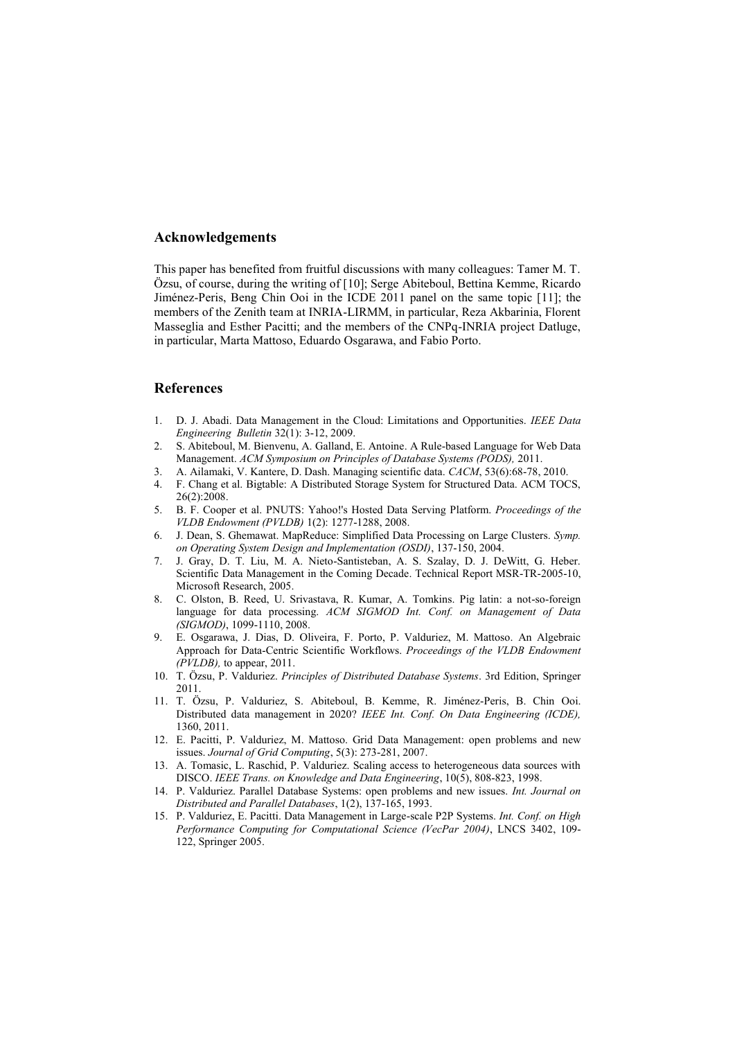## Acknowledgements

This paper has benefited from fruitful discussions with many colleagues: Tamer M. T. Özsu, of course, during the writing of [10]; Serge Abiteboul, Bettina Kemme, Ricardo Jiménez-Peris, Beng Chin Ooi in the ICDE 2011 panel on the same topic [11]; the members of the Zenith team at INRIA-LIRMM, in particular, Reza Akbarinia, Florent Masseglia and Esther Pacitti; and the members of the CNPq-INRIA project Datluge, in particular, Marta Mattoso, Eduardo Osgarawa, and Fabio Porto.

## References

1. D. J. Abadi. Data Management in the Cloud: Limitations and Opportunities. *IEEE Data Engineering Bulletin* 32(1): 3-12, 2009.
2. S. Abiteboul, M. Bienvenu, A. Galland, E. Antoine. A Rule-based Language for Web Data Management. *ACM Symposium on Principles of Database Systems (PODS),* 2011.
3. A. Ailamaki, V. Kantere, D. Dash. Managing scientific data. *CACM*, 53(6):68-78, 2010.
4. F. Chang et al. Bigtable: A Distributed Storage System for Structured Data. ACM TOCS, 26(2):2008.
5. B. F. Cooper et al. PNUTS: Yahoo!'s Hosted Data Serving Platform. *Proceedings of the VLDB Endowment (PVLDB)* 1(2): 1277-1288, 2008.
6. J. Dean, S. Ghemawat. MapReduce: Simplified Data Processing on Large Clusters. *Symp. on Operating System Design and Implementation (OSDI)*, 137-150, 2004.
7. J. Gray, D. T. Liu, M. A. Nieto-Santisteban, A. S. Szalay, D. J. DeWitt, G. Heber. Scientific Data Management in the Coming Decade. Technical Report MSR-TR-2005-10, Microsoft Research, 2005.
8. C. Olston, B. Reed, U. Srivastava, R. Kumar, A. Tomkins. Pig latin: a not-so-foreign language for data processing. *ACM SIGMOD Int. Conf. on Management of Data (SIGMOD)*, 1099-1110, 2008.
9. E. Osgarawa, J. Dias, D. Oliveira, F. Porto, P. Valduriez, M. Mattoso. An Algebraic Approach for Data-Centric Scientific Workflows. *Proceedings of the VLDB Endowment (PVLDB),* to appear, 2011.
10. T. Özsu, P. Valduriez. *Principles of Distributed Database Systems*. 3rd Edition, Springer 2011.
11. T. Özsu, P. Valduriez, S. Abiteboul, B. Kemme, R. Jiménez-Peris, B. Chin Ooi. Distributed data management in 2020? *IEEE Int. Conf. On Data Engineering (ICDE),* 1360, 2011.
12. E. Pacitti, P. Valduriez, M. Mattoso. Grid Data Management: open problems and new issues. *Journal of Grid Computing*, 5(3): 273-281, 2007.
13. A. Tomasic, L. Raschid, P. Valduriez. Scaling access to heterogeneous data sources with DISCO. *IEEE Trans. on Knowledge and Data Engineering*, 10(5), 808-823, 1998.
14. P. Valduriez. Parallel Database Systems: open problems and new issues. *Int. Journal on Distributed and Parallel Databases*, 1(2), 137-165, 1993.
15. P. Valduriez, E. Pacitti. Data Management in Large-scale P2P Systems. *Int. Conf. on High Performance Computing for Computational Science (VecPar 2004)*, LNCS 3402, 109-122, Springer 2005.